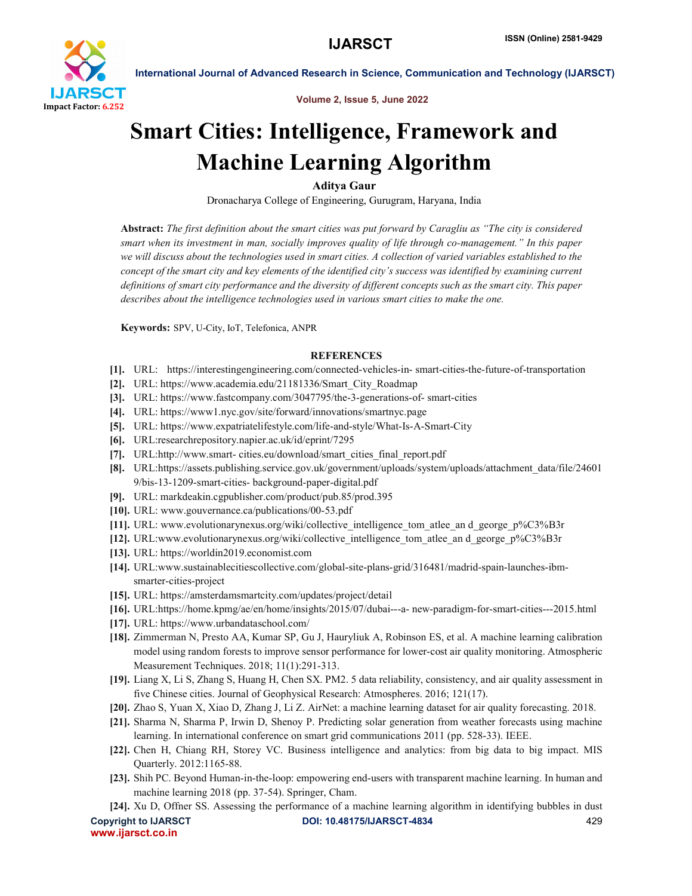# Smart Cities: Intelligence, Framework and Machine Learning Algorithm

**Aditya Gaur**

Dronacharya College of Engineering, Gurugram, Haryana, India

**Abstract:** *The first definition about the smart cities was put forward by Caragliu as "The city is considered smart when its investment in man, socially improves quality of life through co-management." In this paper we will discuss about the technologies used in smart cities. A collection of varied variables established to the concept of the smart city and key elements of the identified city's success was identified by examining current definitions of smart city performance and the diversity of different concepts such as the smart city. This paper describes about the intelligence technologies used in various smart cities to make the one.*

**Keywords:** SPV, U-City, IoT, Telefonica, ANPR

## REFERENCES

[1]. URL: https://interestingengineering.com/connected-vehicles-in- smart-cities-the-future-of-transportation

[2]. URL: https://www.academia.edu/21181336/Smart_City_Roadmap

[3]. URL: https://www.fastcompany.com/3047795/the-3-generations-of- smart-cities

[4]. URL: https://www1.nyc.gov/site/forward/innovations/smartnyc.page

[5]. URL: https://www.expatriatelifestyle.com/life-and-style/What-Is-A-Smart-City

[6]. URL:researchrepository.napier.ac.uk/id/eprint/7295

[7]. URL:http://www.smart- cities.eu/download/smart_cities_final_report.pdf

[8]. URL:https://assets.publishing.service.gov.uk/government/uploads/system/uploads/attachment_data/file/246019/bis-13-1209-smart-cities- background-paper-digital.pdf

[9]. URL: markdeakin.cgpublisher.com/product/pub.85/prod.395

[10]. URL: www.gouvernance.ca/publications/00-53.pdf

[11]. URL: www.evolutionarynexus.org/wiki/collective_intelligence_tom_atlee_an d_george_p%C3%B3r

[12]. URL:www.evolutionarynexus.org/wiki/collective_intelligence_tom_atlee_an d_george_p%C3%B3r

[13]. URL: https://worldin2019.economist.com

[14]. URL:www.sustainablecitiescollective.com/global-site-plans-grid/316481/madrid-spain-launches-ibm-smarter-cities-project

[15]. URL: https://amsterdamsmartcity.com/updates/project/detail

[16]. URL:https://home.kpmg/ae/en/home/insights/2015/07/dubai---a- new-paradigm-for-smart-cities---2015.html

[17]. URL: https://www.urbandataschool.com/

[18]. Zimmerman N, Presto AA, Kumar SP, Gu J, Hauryliuk A, Robinson ES, et al. A machine learning calibration model using random forests to improve sensor performance for lower-cost air quality monitoring. Atmospheric Measurement Techniques. 2018; 11(1):291-313.

[19]. Liang X, Li S, Zhang S, Huang H, Chen SX. PM2. 5 data reliability, consistency, and air quality assessment in five Chinese cities. Journal of Geophysical Research: Atmospheres. 2016; 121(17).

[20]. Zhao S, Yuan X, Xiao D, Zhang J, Li Z. AirNet: a machine learning dataset for air quality forecasting. 2018.

[21]. Sharma N, Sharma P, Irwin D, Shenoy P. Predicting solar generation from weather forecasts using machine learning. In international conference on smart grid communications 2011 (pp. 528-33). IEEE.

[22]. Chen H, Chiang RH, Storey VC. Business intelligence and analytics: from big data to big impact. MIS Quarterly. 2012:1165-88.

[23]. Shih PC. Beyond Human-in-the-loop: empowering end-users with transparent machine learning. In human and machine learning 2018 (pp. 37-54). Springer, Cham.

[24]. Xu D, Offner SS. Assessing the performance of a machine learning algorithm in identifying bubbles in dust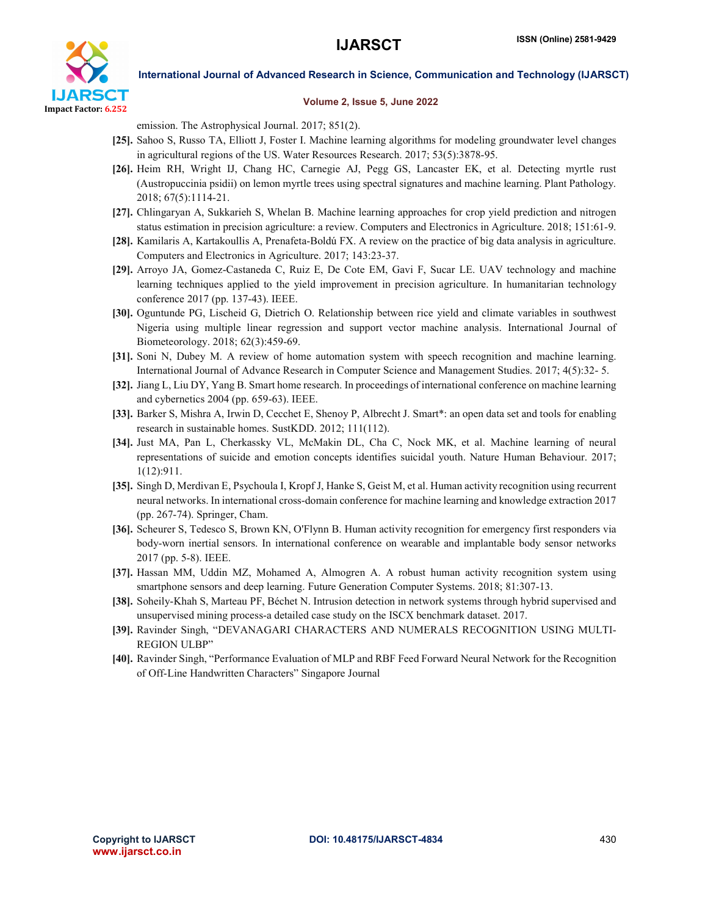emission. The Astrophysical Journal. 2017; 851(2).

**[25].** Sahoo S, Russo TA, Elliott J, Foster I. Machine learning algorithms for modeling groundwater level changes in agricultural regions of the US. Water Resources Research. 2017; 53(5):3878-95.

**[26].** Heim RH, Wright IJ, Chang HC, Carnegie AJ, Pegg GS, Lancaster EK, et al. Detecting myrtle rust (Austropuccinia psidii) on lemon myrtle trees using spectral signatures and machine learning. Plant Pathology. 2018; 67(5):1114-21.

**[27].** Chlingaryan A, Sukkarieh S, Whelan B. Machine learning approaches for crop yield prediction and nitrogen status estimation in precision agriculture: a review. Computers and Electronics in Agriculture. 2018; 151:61-9.

**[28].** Kamilaris A, Kartakoullis A, Prenafeta-Boldú FX. A review on the practice of big data analysis in agriculture. Computers and Electronics in Agriculture. 2017; 143:23-37.

**[29].** Arroyo JA, Gomez-Castaneda C, Ruiz E, De Cote EM, Gavi F, Sucar LE. UAV technology and machine learning techniques applied to the yield improvement in precision agriculture. In humanitarian technology conference 2017 (pp. 137-43). IEEE.

**[30].** Oguntunde PG, Lischeid G, Dietrich O. Relationship between rice yield and climate variables in southwest Nigeria using multiple linear regression and support vector machine analysis. International Journal of Biometeorology. 2018; 62(3):459-69.

**[31].** Soni N, Dubey M. A review of home automation system with speech recognition and machine learning. International Journal of Advance Research in Computer Science and Management Studies. 2017; 4(5):32- 5.

**[32].** Jiang L, Liu DY, Yang B. Smart home research. In proceedings of international conference on machine learning and cybernetics 2004 (pp. 659-63). IEEE.

**[33].** Barker S, Mishra A, Irwin D, Cecchet E, Shenoy P, Albrecht J. Smart*: an open data set and tools for enabling research in sustainable homes. SustKDD. 2012; 111(112).

**[34].** Just MA, Pan L, Cherkassky VL, McMakin DL, Cha C, Nock MK, et al. Machine learning of neural representations of suicide and emotion concepts identifies suicidal youth. Nature Human Behaviour. 2017; 1(12):911.

**[35].** Singh D, Merdivan E, Psychoula I, Kropf J, Hanke S, Geist M, et al. Human activity recognition using recurrent neural networks. In international cross-domain conference for machine learning and knowledge extraction 2017 (pp. 267-74). Springer, Cham.

**[36].** Scheurer S, Tedesco S, Brown KN, O'Flynn B. Human activity recognition for emergency first responders via body-worn inertial sensors. In international conference on wearable and implantable body sensor networks 2017 (pp. 5-8). IEEE.

**[37].** Hassan MM, Uddin MZ, Mohamed A, Almogren A. A robust human activity recognition system using smartphone sensors and deep learning. Future Generation Computer Systems. 2018; 81:307-13.

**[38].** Soheily-Khah S, Marteau PF, Béchet N. Intrusion detection in network systems through hybrid supervised and unsupervised mining process-a detailed case study on the ISCX benchmark dataset. 2017.

**[39].** Ravinder Singh, "DEVANAGARI CHARACTERS AND NUMERALS RECOGNITION USING MULTI-REGION ULBP"

**[40].** Ravinder Singh, "Performance Evaluation of MLP and RBF Feed Forward Neural Network for the Recognition of Off-Line Handwritten Characters" Singapore Journal